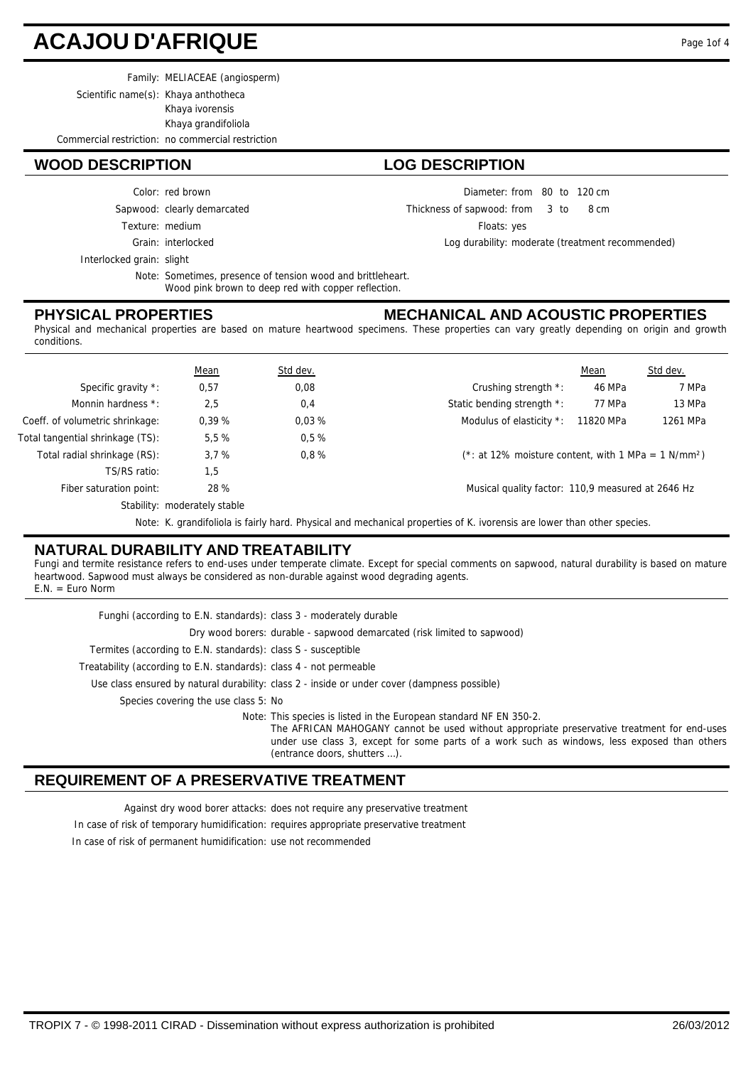# ACAJOU D'AFRIQUE

Family: MELIACEAE (angiosperm)

Scientific name(s): Khaya anthotheca
Khaya ivorensis
Khaya grandifoliola

Commercial restriction: no commercial restriction

## WOOD DESCRIPTION

Color: red brown

Sapwood: clearly demarcated

Texture: medium

Grain: interlocked

Interlocked grain: slight

Note: Sometimes, presence of tension wood and brittleheart.
Wood pink brown to deep red with copper reflection.

## LOG DESCRIPTION

Diameter: from 80 to 120 cm

Thickness of sapwood: from 3 to 8 cm

Floats: yes

Log durability: moderate (treatment recommended)

## PHYSICAL PROPERTIES

## MECHANICAL AND ACOUSTIC PROPERTIES

Physical and mechanical properties are based on mature heartwood specimens. These properties can vary greatly depending on origin and growth conditions.

| | Mean | Std dev. |
|---|---|---|
| Specific gravity *: | 0,57 | 0,08 |
| Monnin hardness *: | 2,5 | 0,4 |
| Coeff. of volumetric shrinkage: | 0,39 % | 0,03 % |
| Total tangential shrinkage (TS): | 5,5 % | 0,5 % |
| Total radial shrinkage (RS): | 3,7 % | 0,8 % |
| TS/RS ratio: | 1,5 | |
| Fiber saturation point: | 28 % | |

Stability: moderately stable

| | Mean | Std dev. |
|---|---|---|
| Crushing strength *: | 46 MPa | 7 MPa |
| Static bending strength *: | 77 MPa | 13 MPa |
| Modulus of elasticity *: | 11820 MPa | 1261 MPa |

(*: at 12% moisture content, with 1 MPa = 1 N/mm²)

Musical quality factor: 110,9 measured at 2646 Hz

Note: K. grandifoliola is fairly hard. Physical and mechanical properties of K. ivorensis are lower than other species.

## NATURAL DURABILITY AND TREATABILITY

Fungi and termite resistance refers to end-uses under temperate climate. Except for special comments on sapwood, natural durability is based on mature heartwood. Sapwood must always be considered as non-durable against wood degrading agents.
E.N. = Euro Norm

Funghi (according to E.N. standards): class 3 - moderately durable

Dry wood borers: durable - sapwood demarcated (risk limited to sapwood)

Termites (according to E.N. standards): class S - susceptible

Treatability (according to E.N. standards): class 4 - not permeable

Use class ensured by natural durability: class 2 - inside or under cover (dampness possible)

Species covering the use class 5: No

Note: This species is listed in the European standard NF EN 350-2.
The AFRICAN MAHOGANY cannot be used without appropriate preservative treatment for end-uses under use class 3, except for some parts of a work such as windows, less exposed than others (entrance doors, shutters ...).

## REQUIREMENT OF A PRESERVATIVE TREATMENT

Against dry wood borer attacks: does not require any preservative treatment

In case of risk of temporary humidification: requires appropriate preservative treatment

In case of risk of permanent humidification: use not recommended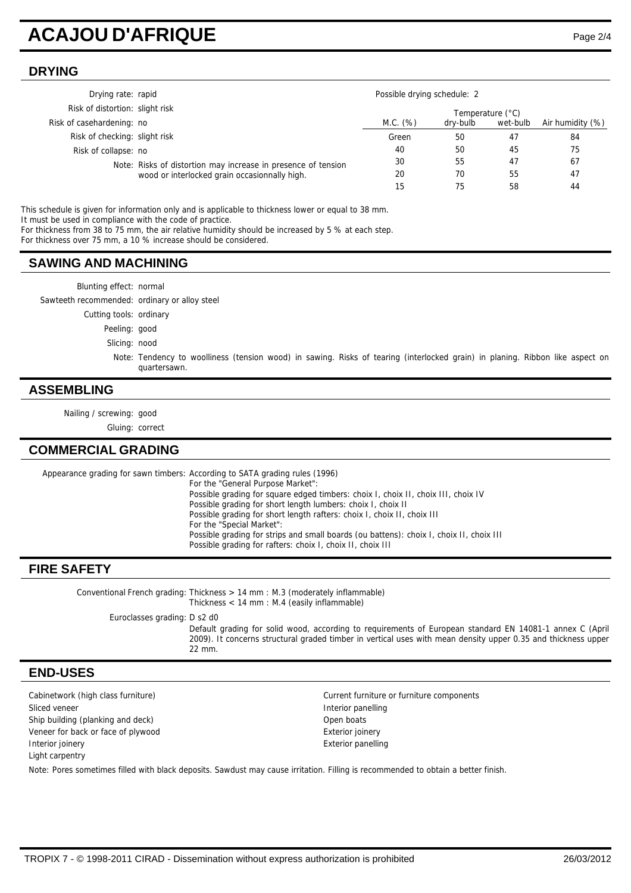# ACAJOU D'AFRIQUE

## DRYING

Drying rate: rapid

Risk of distortion: slight risk

Risk of casehardening: no

Risk of checking: slight risk

Risk of collapse: no

Note: Risks of distortion may increase in presence of tension wood or interlocked grain occasionally high.

Possible drying schedule: 2

| M.C. (%) | Temperature (°C) dry-bulb | Temperature (°C) wet-bulb | Air humidity (%) |
|---|---|---|---|
| Green | 50 | 47 | 84 |
| 40 | 50 | 45 | 75 |
| 30 | 55 | 47 | 67 |
| 20 | 70 | 55 | 47 |
| 15 | 75 | 58 | 44 |

This schedule is given for information only and is applicable to thickness lower or equal to 38 mm.
It must be used in compliance with the code of practice.
For thickness from 38 to 75 mm, the air relative humidity should be increased by 5 % at each step.
For thickness over 75 mm, a 10 % increase should be considered.

## SAWING AND MACHINING

Blunting effect: normal

Sawteeth recommended: ordinary or alloy steel

Cutting tools: ordinary

Peeling: good

Slicing: nood

Note: Tendency to woolliness (tension wood) in sawing. Risks of tearing (interlocked grain) in planing. Ribbon like aspect on quartersawn.

## ASSEMBLING

Nailing / screwing: good

Gluing: correct

## COMMERCIAL GRADING

Appearance grading for sawn timbers: According to SATA grading rules (1996)
For the "General Purpose Market":
Possible grading for square edged timbers: choix I, choix II, choix III, choix IV
Possible grading for short length lumbers: choix I, choix II
Possible grading for short length rafters: choix I, choix II, choix III
For the "Special Market":
Possible grading for strips and small boards (ou battens): choix I, choix II, choix III
Possible grading for rafters: choix I, choix II, choix III

## FIRE SAFETY

Conventional French grading: Thickness > 14 mm : M.3 (moderately inflammable)
Thickness < 14 mm : M.4 (easily inflammable)

Euroclasses grading: D s2 d0

Default grading for solid wood, according to requirements of European standard EN 14081-1 annex C (April 2009). It concerns structural graded timber in vertical uses with mean density upper 0.35 and thickness upper 22 mm.

## END-USES

- Cabinetwork (high class furniture)
- Sliced veneer
- Ship building (planking and deck)
- Veneer for back or face of plywood
- Interior joinery
- Light carpentry
- Current furniture or furniture components
- Interior panelling
- Open boats
- Exterior joinery
- Exterior panelling

Note: Pores sometimes filled with black deposits. Sawdust may cause irritation. Filling is recommended to obtain a better finish.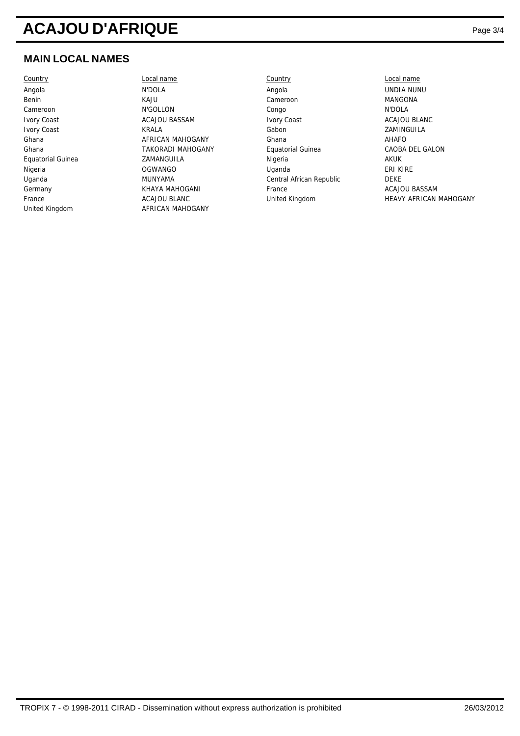# ACAJOU D'AFRIQUE

## MAIN LOCAL NAMES

| Country | Local name | Country | Local name |
|---|---|---|---|
| Angola | N'DOLA | Angola | UNDIA NUNU |
| Benin | KAJU | Cameroon | MANGONA |
| Cameroon | N'GOLLON | Congo | N'DOLA |
| Ivory Coast | ACAJOU BASSAM | Ivory Coast | ACAJOU BLANC |
| Ivory Coast | KRALA | Gabon | ZAMINGUILA |
| Ghana | AFRICAN MAHOGANY | Ghana | AHAFO |
| Ghana | TAKORADI MAHOGANY | Equatorial Guinea | CAOBA DEL GALON |
| Equatorial Guinea | ZAMANGUILA | Nigeria | AKUK |
| Nigeria | OGWANGO | Uganda | ERI KIRE |
| Uganda | MUNYAMA | Central African Republic | DEKE |
| Germany | KHAYA MAHOGANI | France | ACAJOU BASSAM |
| France | ACAJOU BLANC | United Kingdom | HEAVY AFRICAN MAHOGANY |
| United Kingdom | AFRICAN MAHOGANY | | |

TROPIX 7 - © 1998-2011 CIRAD - Dissemination without express authorization is prohibited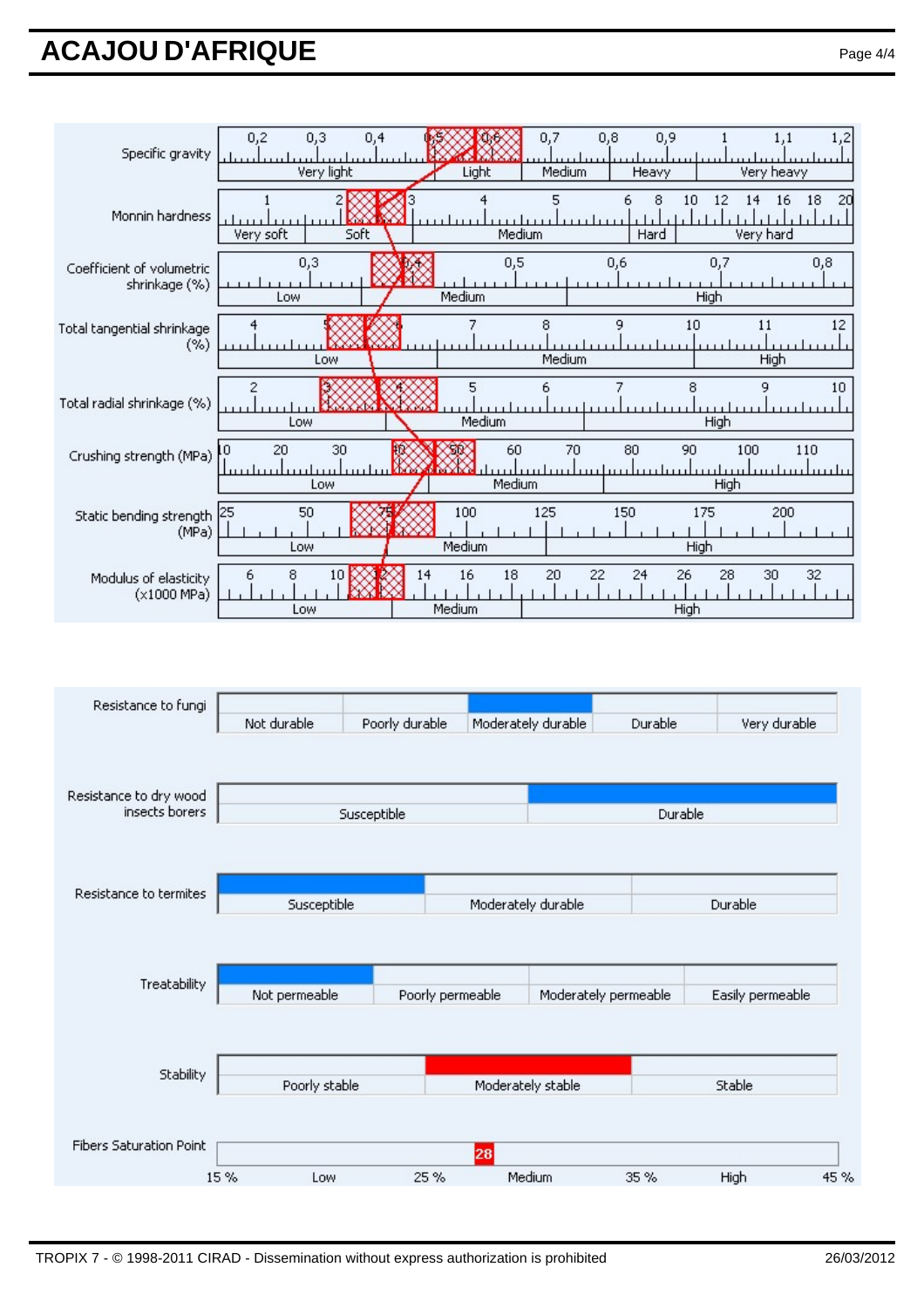# ACAJOU D'AFRIQUE

Specific gravity
0,2 0,3 0,4 0,5 0,6 0,7 0,8 0,9 1 1,1 1,2
Very light Light Medium Heavy Very heavy

Monnin hardness
1 2 3 4 5 6 8 10 12 14 16 18 20
Very soft Soft Medium Hard Very hard

Coefficient of volumetric shrinkage (%)
0,3 0,4 0,5 0,6 0,7 0,8
Low Medium High

Total tangential shrinkage (%)
4 5 6 7 8 9 10 11 12
Low Medium High

Total radial shrinkage (%)
2 3 4 5 6 7 8 9 10
Low Medium High

Crushing strength (MPa)
10 20 30 40 50 60 70 80 90 100 110
Low Medium High

Static bending strength (MPa)
25 50 75 100 125 150 175 200
Low Medium High

Modulus of elasticity (x1000 MPa)
6 8 10 12 14 16 18 20 22 24 26 28 30 32
Low Medium High

Resistance to fungi
Not durable Poorly durable Moderately durable Durable Very durable

Resistance to dry wood insects borers
Susceptible Durable

Resistance to termites
Susceptible Moderately durable Durable

Treatability
Not permeable Poorly permeable Moderately permeable Easily permeable

Stability
Poorly stable Moderately stable Stable

Fibers Saturation Point
28
15 % Low 25 % Medium 35 % High 45 %

TROPIX 7 - © 1998-2011 CIRAD - Dissemination without express authorization is prohibited 26/03/2012